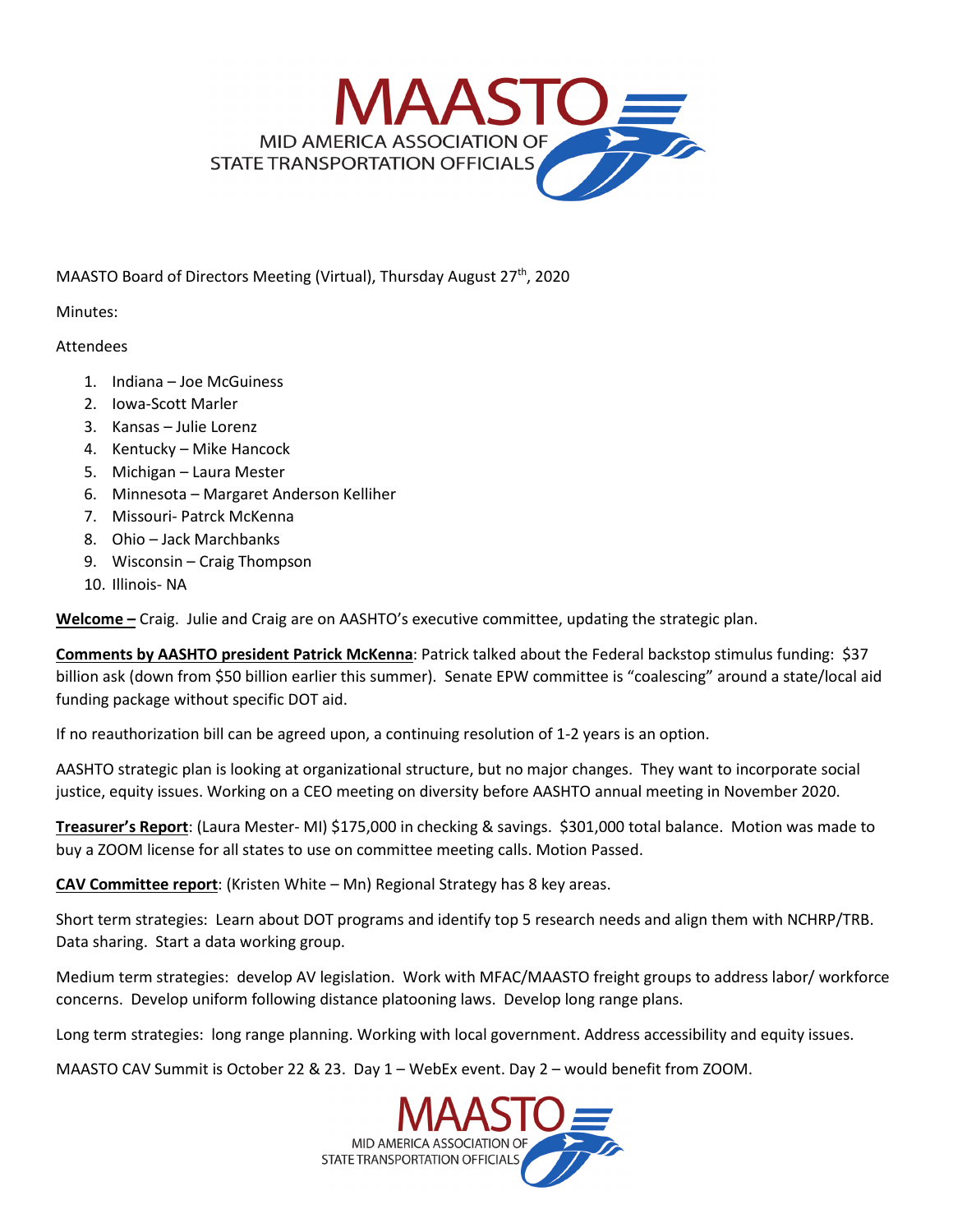MAASTO

MID AMERICA ASSOCIATION OF STATE TRANSPORTATION OFFICIALS

MAASTO Board of Directors Meeting (Virtual), Thursday August 27th, 2020

Minutes:

Attendees

1. Indiana – Joe McGuiness
2. Iowa-Scott Marler
3. Kansas – Julie Lorenz
4. Kentucky – Mike Hancock
5. Michigan – Laura Mester
6. Minnesota – Margaret Anderson Kelliher
7. Missouri- Patrck McKenna
8. Ohio – Jack Marchbanks
9. Wisconsin – Craig Thompson
10. Illinois- NA

**Welcome –** Craig. Julie and Craig are on AASHTO's executive committee, updating the strategic plan.

**Comments by AASHTO president Patrick McKenna**: Patrick talked about the Federal backstop stimulus funding: $37 billion ask (down from $50 billion earlier this summer). Senate EPW committee is "coalescing" around a state/local aid funding package without specific DOT aid.

If no reauthorization bill can be agreed upon, a continuing resolution of 1-2 years is an option.

AASHTO strategic plan is looking at organizational structure, but no major changes. They want to incorporate social justice, equity issues. Working on a CEO meeting on diversity before AASHTO annual meeting in November 2020.

**Treasurer's Report**: (Laura Mester- MI) $175,000 in checking & savings. $301,000 total balance. Motion was made to buy a ZOOM license for all states to use on committee meeting calls. Motion Passed.

**CAV Committee report**: (Kristen White – Mn) Regional Strategy has 8 key areas.

Short term strategies: Learn about DOT programs and identify top 5 research needs and align them with NCHRP/TRB. Data sharing. Start a data working group.

Medium term strategies: develop AV legislation. Work with MFAC/MAASTO freight groups to address labor/ workforce concerns. Develop uniform following distance platooning laws. Develop long range plans.

Long term strategies: long range planning. Working with local government. Address accessibility and equity issues.

MAASTO CAV Summit is October 22 & 23. Day 1 – WebEx event. Day 2 – would benefit from ZOOM.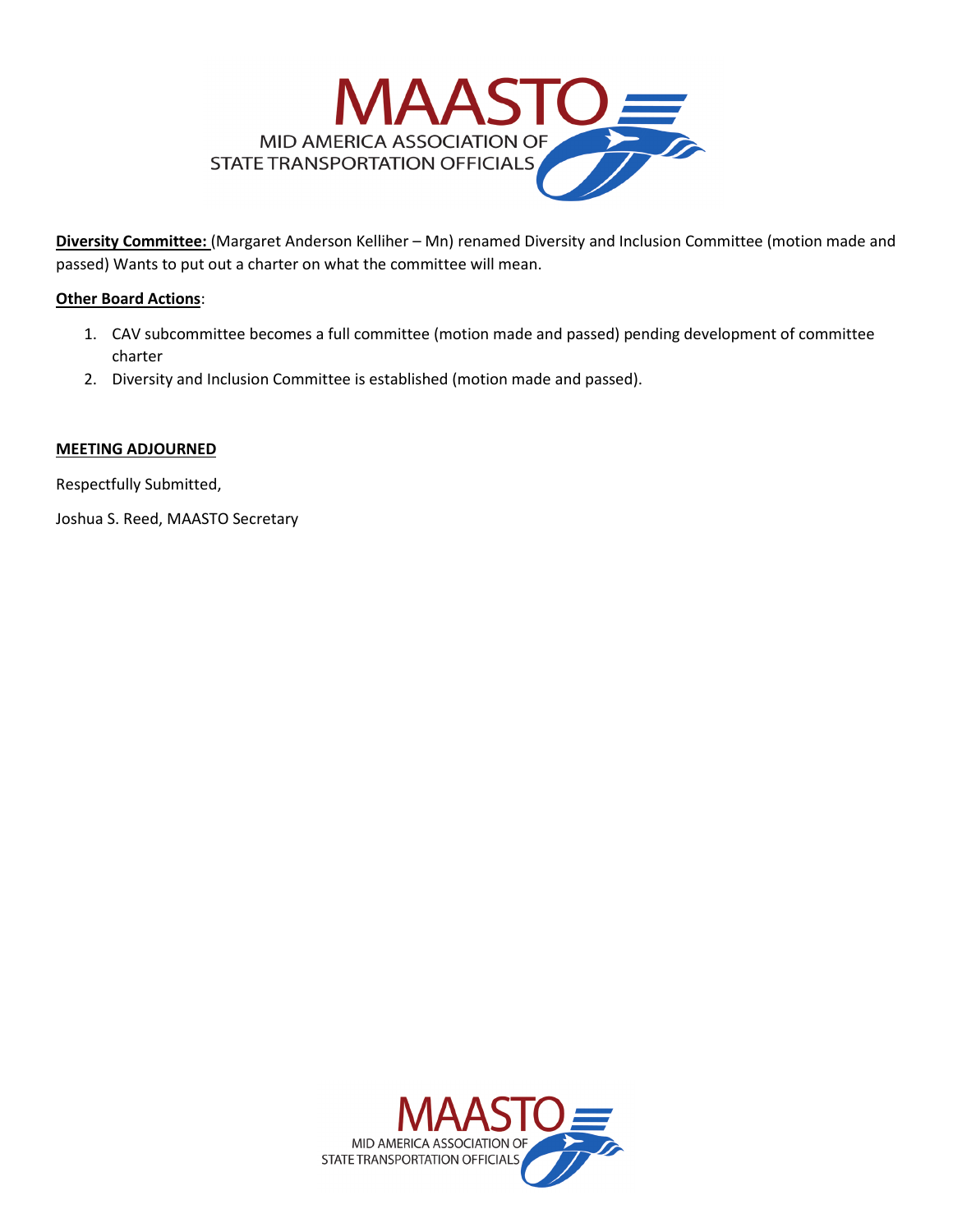**Diversity Committee:** (Margaret Anderson Kelliher – Mn) renamed Diversity and Inclusion Committee (motion made and passed) Wants to put out a charter on what the committee will mean.

**Other Board Actions**:

1. CAV subcommittee becomes a full committee (motion made and passed) pending development of committee charter
2. Diversity and Inclusion Committee is established (motion made and passed).

**MEETING ADJOURNED**

Respectfully Submitted,

Joshua S. Reed, MAASTO Secretary